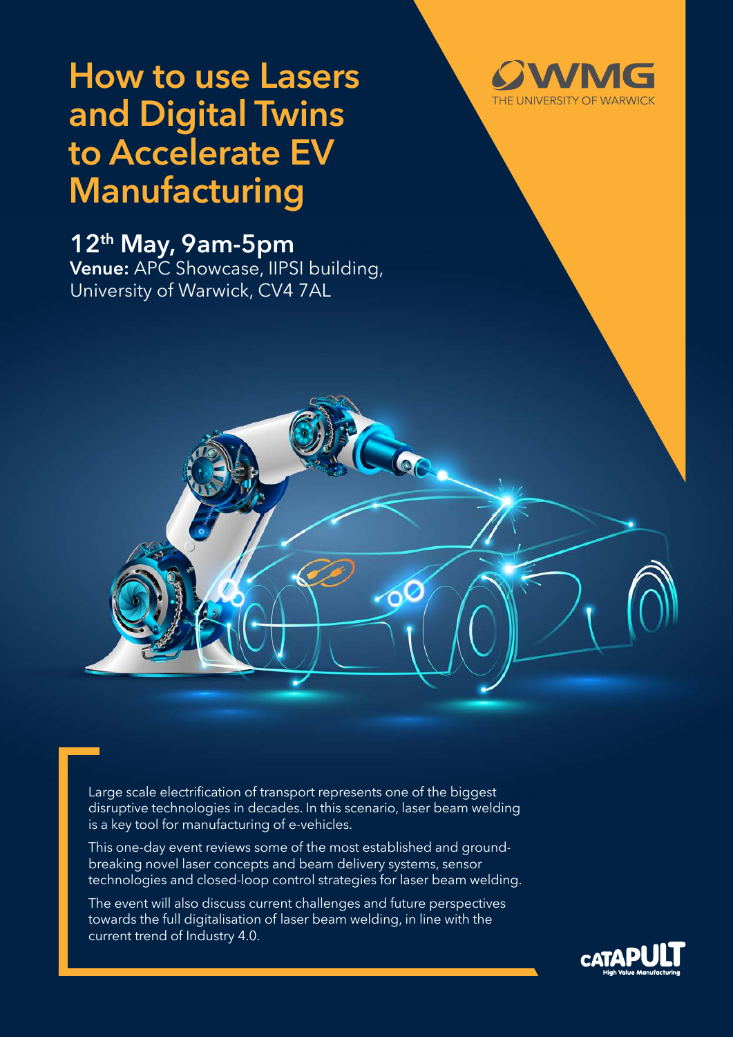# How to use Lasers and Digital Twins to Accelerate EV Manufacturing

WMG
THE UNIVERSITY OF WARWICK

## 12th May, 9am-5pm

**Venue:** APC Showcase, IIPSI building, University of Warwick, CV4 7AL

Large scale electrification of transport represents one of the biggest disruptive technologies in decades. In this scenario, laser beam welding is a key tool for manufacturing of e-vehicles.

This one-day event reviews some of the most established and ground-breaking novel laser concepts and beam delivery systems, sensor technologies and closed-loop control strategies for laser beam welding.

The event will also discuss current challenges and future perspectives towards the full digitalisation of laser beam welding, in line with the current trend of Industry 4.0.

CATAPULT
High Value Manufacturing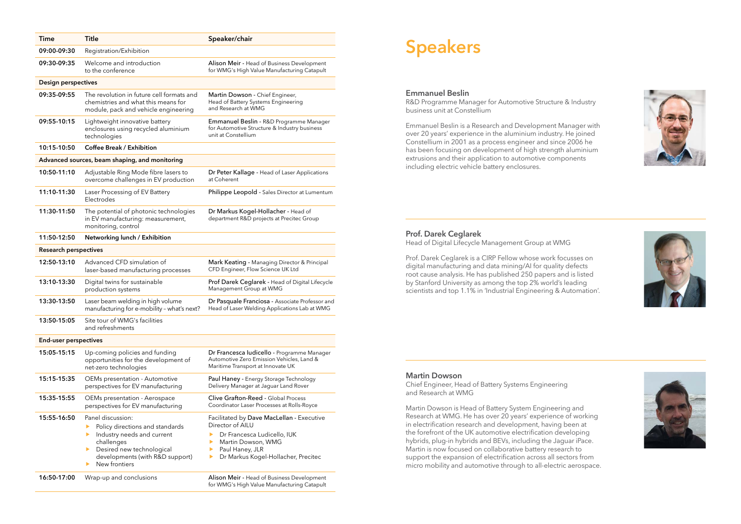| Time | Title | Speaker/chair |
|---|---|---|
| 09:00-09:30 | Registration/Exhibition | |
| 09:30-09:35 | Welcome and introduction to the conference | Alison Meir - Head of Business Development for WMG's High Value Manufacturing Catapult |
| **Design perspectives** | | |
| 09:35-09:55 | The revolution in future cell formats and chemistries and what this means for module, pack and vehicle engineering | Martin Dowson - Chief Engineer, Head of Battery Systems Engineering and Research at WMG |
| 09:55-10:15 | Lightweight innovative battery enclosures using recycled aluminium technologies | Emmanuel Beslin - R&D Programme Manager for Automotive Structure & Industry business unit at Constellium |
| 10:15-10:50 | **Coffee Break / Exhibition** | |
| **Advanced sources, beam shaping, and monitoring** | | |
| 10:50-11:10 | Adjustable Ring Mode fibre lasers to overcome challenges in EV production | Dr Peter Kallage - Head of Laser Applications at Coherent |
| 11:10-11:30 | Laser Processing of EV Battery Electrodes | Philippe Leopold - Sales Director at Lumentum |
| 11:30-11:50 | The potential of photonic technologies in EV manufacturing: measurement, monitoring, control | Dr Markus Kogel-Hollacher - Head of department R&D projects at Precitec Group |
| 11:50-12:50 | **Networking lunch / Exhibition** | |
| **Research perspectives** | | |
| 12:50-13:10 | Advanced CFD simulation of laser-based manufacturing processes | Mark Keating - Managing Director & Principal CFD Engineer, Flow Science UK Ltd |
| 13:10-13:30 | Digital twins for sustainable production systems | Prof Darek Ceglarek - Head of Digital Lifecycle Management Group at WMG |
| 13:30-13:50 | Laser beam welding in high volume manufacturing for e-mobility – what's next? | Dr Pasquale Franciosa - Associate Professor and Head of Laser Welding Applications Lab at WMG |
| 13:50-15:05 | Site tour of WMG's facilities and refreshments | |
| **End-user perspectives** | | |
| 15:05-15:15 | Up-coming policies and funding opportunities for the development of net-zero technologies | Dr Francesca Iudicello - Programme Manager Automotive Zero Emission Vehicles, Land & Maritime Transport at Innovate UK |
| 15:15-15:35 | OEMs presentation - Automotive perspectives for EV manufacturing | Paul Haney - Energy Storage Technology Delivery Manager at Jaguar Land Rover |
| 15:35-15:55 | OEMs presentation - Aerospace perspectives for EV manufacturing | Clive Grafton-Reed - Global Process Coordinator Laser Processes at Rolls-Royce |
| 15:55-16:50 | Panel discussion: <br>• Policy directions and standards <br>• Industry needs and current challenges <br>• Desired new technological developments (with R&D support) <br>• New frontiers | Facilitated by Dave MacLellan - Executive Director of AILU <br>• Dr Francesca Iudicello, IUK <br>• Martin Dowson, WMG <br>• Paul Haney, JLR <br>• Dr Markus Kogel-Hollacher, Precitec |
| 16:50-17:00 | Wrap-up and conclusions | Alison Meir - Head of Business Development for WMG's High Value Manufacturing Catapult |

# Speakers

### Emmanuel Beslin

R&D Programme Manager for Automotive Structure & Industry business unit at Constellium

Emmanuel Beslin is a Research and Development Manager with over 20 years' experience in the aluminium industry. He joined Constellium in 2001 as a process engineer and since 2006 he has been focusing on development of high strength aluminium extrusions and their application to automotive components including electric vehicle battery enclosures.

### Prof. Darek Ceglarek

Head of Digital Lifecycle Management Group at WMG

Prof. Darek Ceglarek is a CIRP Fellow whose work focusses on digital manufacturing and data mining/AI for quality defects root cause analysis. He has published 250 papers and is listed by Stanford University as among the top 2% world's leading scientists and top 1.1% in 'Industrial Engineering & Automation'.

### Martin Dowson

Chief Engineer, Head of Battery Systems Engineering and Research at WMG

Martin Dowson is Head of Battery System Engineering and Research at WMG. He has over 20 years' experience of working in electrification research and development, having been at the forefront of the UK automotive electrification developing hybrids, plug-in hybrids and BEVs, including the Jaguar iPace. Martin is now focused on collaborative battery research to support the expansion of electrification across all sectors from micro mobility and automotive through to all-electric aerospace.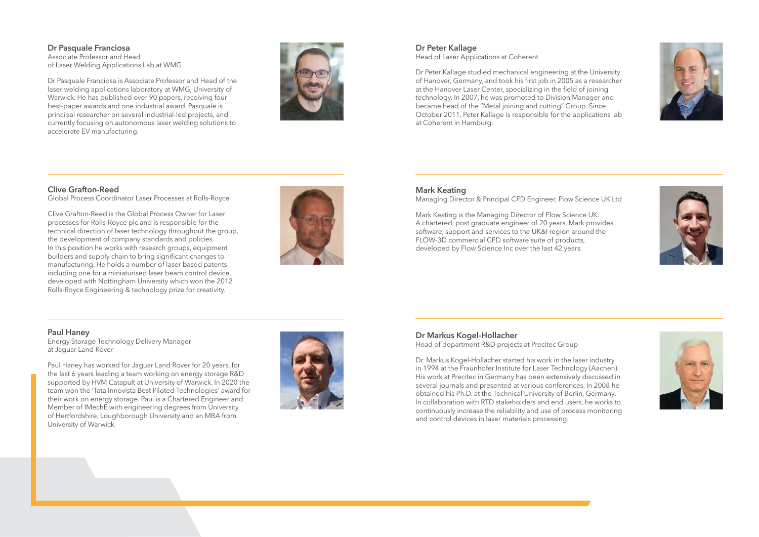### Dr Pasquale Franciosa

Associate Professor and Head of Laser Welding Applications Lab at WMG

Dr Pasquale Franciosa is Associate Professor and Head of the laser welding applications laboratory at WMG, University of Warwick. He has published over 90 papers, receiving four best-paper awards and one industrial award. Pasquale is principal researcher on several industrial-led projects, and currently focusing on autonomous laser welding solutions to accelerate EV manufacturing.

### Clive Grafton-Reed

Global Process Coordinator Laser Processes at Rolls-Royce

Clive Grafton-Reed is the Global Process Owner for Laser processes for Rolls-Royce plc and is responsible for the technical direction of laser technology throughout the group, the development of company standards and policies. In this position he works with research groups, equipment builders and supply chain to bring significant changes to manufacturing. He holds a number of laser based patents including one for a miniaturised laser beam control device, developed with Nottingham University which won the 2012 Rolls-Royce Engineering & technology prize for creativity.

### Paul Haney

Energy Storage Technology Delivery Manager at Jaguar Land Rover

Paul Haney has worked for Jaguar Land Rover for 20 years, for the last 6 years leading a team working on energy storage R&D supported by HVM Catapult at University of Warwick. In 2020 the team won the 'Tata Innovista Best Piloted Technologies' award for their work on energy storage. Paul is a Chartered Engineer and Member of IMechE with engineering degrees from University of Hertfordshire, Loughborough University and an MBA from University of Warwick.

### Dr Peter Kallage

Head of Laser Applications at Coherent

Dr Peter Kallage studied mechanical engineering at the University of Hanover, Germany, and took his first job in 2005 as a researcher at the Hanover Laser Center, specializing in the field of joining technology. In 2007, he was promoted to Division Manager and became head of the "Metal joining and cutting" Group. Since October 2011, Peter Kallage is responsible for the applications lab at Coherent in Hamburg.

### Mark Keating

Managing Director & Principal CFD Engineer, Flow Science UK Ltd

Mark Keating is the Managing Director of Flow Science UK. A chartered, post graduate engineer of 20 years, Mark provides software, support and services to the UK&I region around the FLOW-3D commercial CFD software suite of products, developed by Flow Science Inc over the last 42 years.

### Dr Markus Kogel-Hollacher

Head of department R&D projects at Precitec Group

Dr. Markus Kogel-Hollacher started his work in the laser industry in 1994 at the Fraunhofer Institute for Laser Technology (Aachen). His work at Precitec in Germany has been extensively discussed in several journals and presented at various conferences. In 2008 he obtained his Ph.D. at the Technical University of Berlin, Germany. In collaboration with RTD stakeholders and end users, he works to continuously increase the reliability and use of process monitoring and control devices in laser materials processing.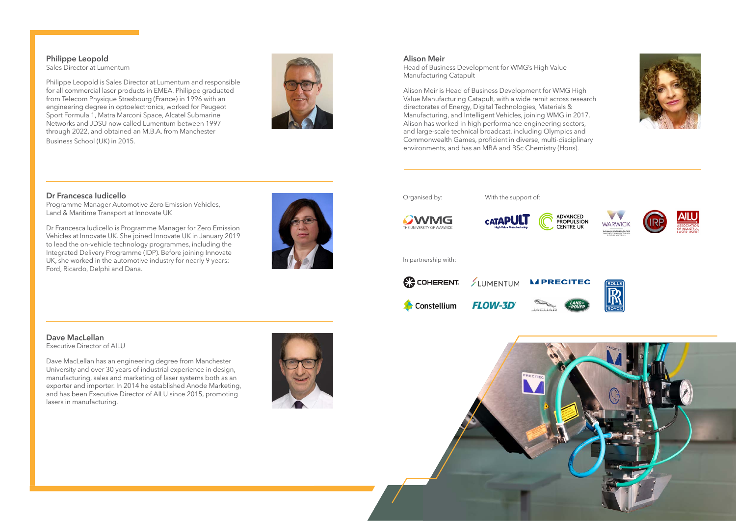### Philippe Leopold

Sales Director at Lumentum

Philippe Leopold is Sales Director at Lumentum and responsible for all commercial laser products in EMEA. Philippe graduated from Telecom Physique Strasbourg (France) in 1996 with an engineering degree in optoelectronics, worked for Peugeot Sport Formula 1, Matra Marconi Space, Alcatel Submarine Networks and JDSU now called Lumentum between 1997 through 2022, and obtained an M.B.A. from Manchester Business School (UK) in 2015.

### Dr Francesca Iudicello

Programme Manager Automotive Zero Emission Vehicles, Land & Maritime Transport at Innovate UK

Dr Francesca Iudicello is Programme Manager for Zero Emission Vehicles at Innovate UK. She joined Innovate UK in January 2019 to lead the on-vehicle technology programmes, including the Integrated Delivery Programme (IDP). Before joining Innovate UK, she worked in the automotive industry for nearly 9 years: Ford, Ricardo, Delphi and Dana.

### Dave MacLellan

Executive Director of AILU

Dave MacLellan has an engineering degree from Manchester University and over 30 years of industrial experience in design, manufacturing, sales and marketing of laser systems both as an exporter and importer. In 2014 he established Anode Marketing, and has been Executive Director of AILU since 2015, promoting lasers in manufacturing.

### Alison Meir

Head of Business Development for WMG's High Value Manufacturing Catapult

Alison Meir is Head of Business Development for WMG High Value Manufacturing Catapult, with a wide remit across research directorates of Energy, Digital Technologies, Materials & Manufacturing, and Intelligent Vehicles, joining WMG in 2017. Alison has worked in high performance engineering sectors, and large-scale technical broadcast, including Olympics and Commonwealth Games, proficient in diverse, multi-disciplinary environments, and has an MBA and BSc Chemistry (Hons).

Organised by:

WMG – The University of Warwick

With the support of:

Catapult High Value Manufacturing, Advanced Propulsion Centre UK, Warwick Global Research Priorities – Innovative Manufacturing & Future Materials, IRP, AILU – Association of Industrial Laser Users

In partnership with:

Coherent, Lumentum, Precitec, Rolls Royce, Constellium, FLOW-3D, Jaguar, Land Rover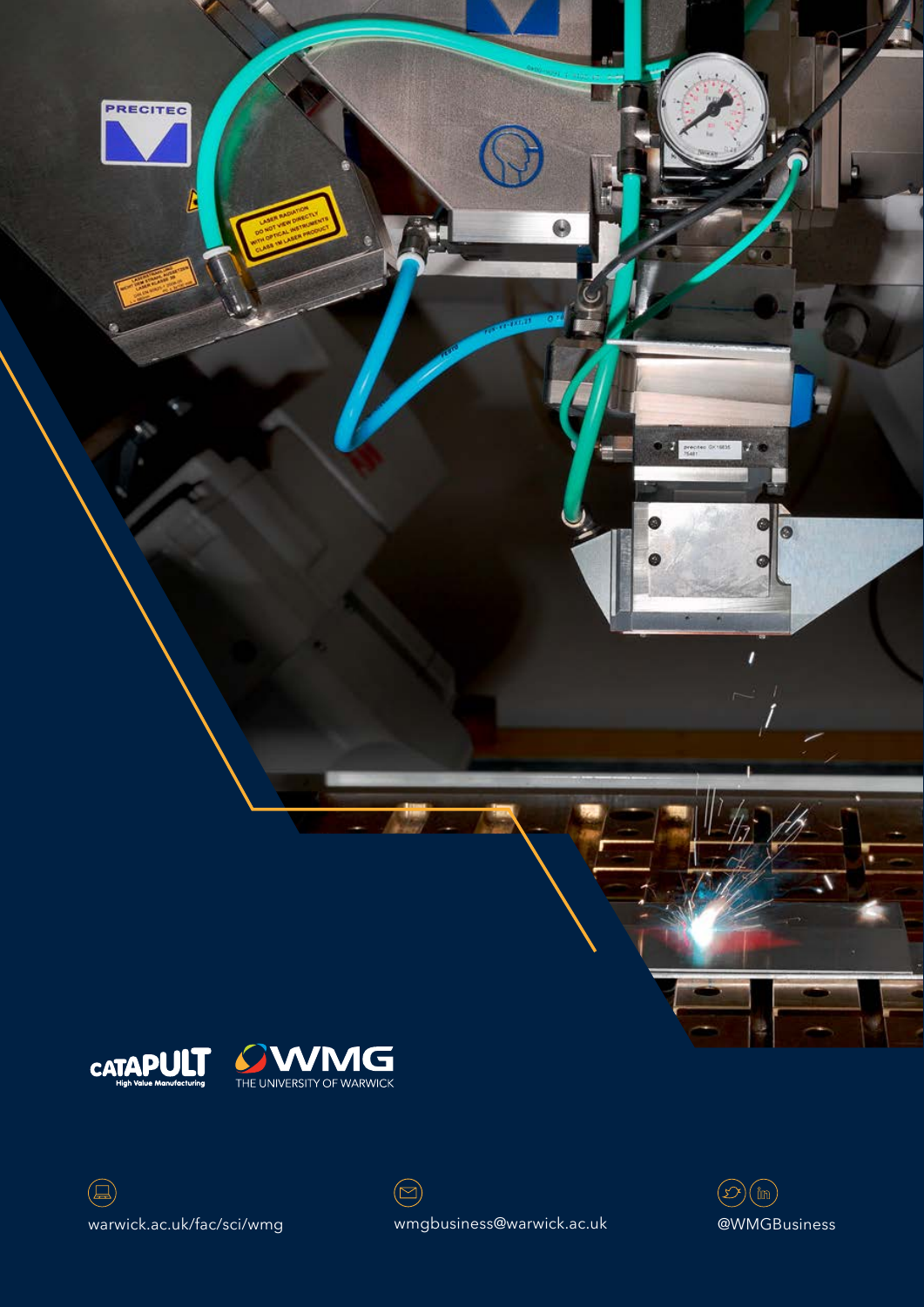warwick.ac.uk/fac/sci/wmg

wmgbusiness@warwick.ac.uk

@WMGBusiness